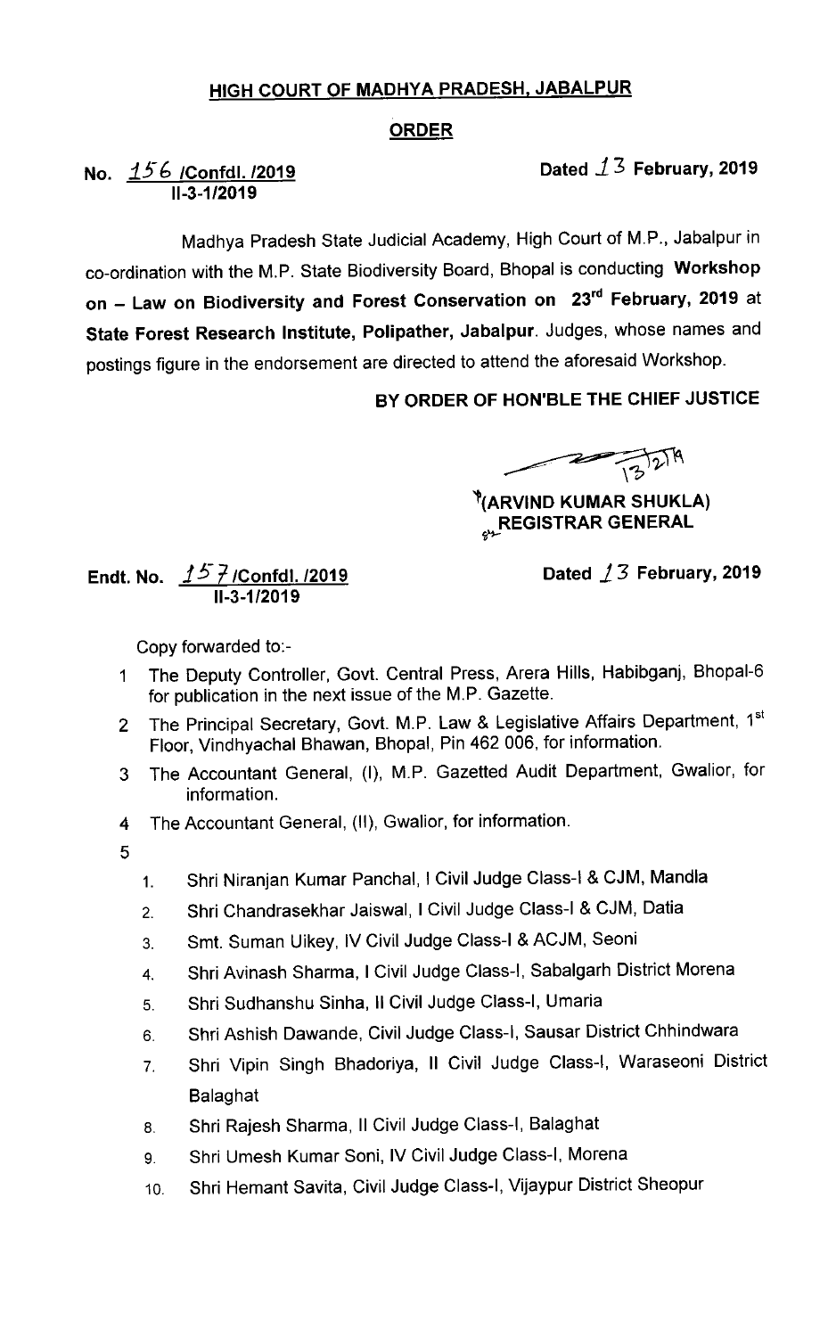## HIGH COURT OF MADHYA PRADESH, JABALPUR

## ORDER

**No. 156 /Confdl. /2019**
**II-3-1/2019**

**Dated 13 February, 2019**

Madhya Pradesh State Judicial Academy, High Court of M.P., Jabalpur in co-ordination with the M.P. State Biodiversity Board, Bhopal is conducting **Workshop on – Law on Biodiversity and Forest Conservation on 23rd February, 2019** at **State Forest Research Institute, Polipather, Jabalpur**. Judges, whose names and postings figure in the endorsement are directed to attend the aforesaid Workshop.

**BY ORDER OF HON'BLE THE CHIEF JUSTICE**

13/2/19

**(ARVIND KUMAR SHUKLA)**
**REGISTRAR GENERAL**

**Endt. No. 157 /Confdl. /2019**
**II-3-1/2019**

**Dated 13 February, 2019**

Copy forwarded to:-

1. The Deputy Controller, Govt. Central Press, Arera Hills, Habibganj, Bhopal-6 for publication in the next issue of the M.P. Gazette.
2. The Principal Secretary, Govt. M.P. Law & Legislative Affairs Department, 1st Floor, Vindhyachal Bhawan, Bhopal, Pin 462 006, for information.
3. The Accountant General, (I), M.P. Gazetted Audit Department, Gwalior, for information.
4. The Accountant General, (II), Gwalior, for information.
5. 
    1. Shri Niranjan Kumar Panchal, I Civil Judge Class-I & CJM, Mandla
    2. Shri Chandrasekhar Jaiswal, I Civil Judge Class-I & CJM, Datia
    3. Smt. Suman Uikey, IV Civil Judge Class-I & ACJM, Seoni
    4. Shri Avinash Sharma, I Civil Judge Class-I, Sabalgarh District Morena
    5. Shri Sudhanshu Sinha, II Civil Judge Class-I, Umaria
    6. Shri Ashish Dawande, Civil Judge Class-I, Sausar District Chhindwara
    7. Shri Vipin Singh Bhadoriya, II Civil Judge Class-I, Waraseoni District Balaghat
    8. Shri Rajesh Sharma, II Civil Judge Class-I, Balaghat
    9. Shri Umesh Kumar Soni, IV Civil Judge Class-I, Morena
    10. Shri Hemant Savita, Civil Judge Class-I, Vijaypur District Sheopur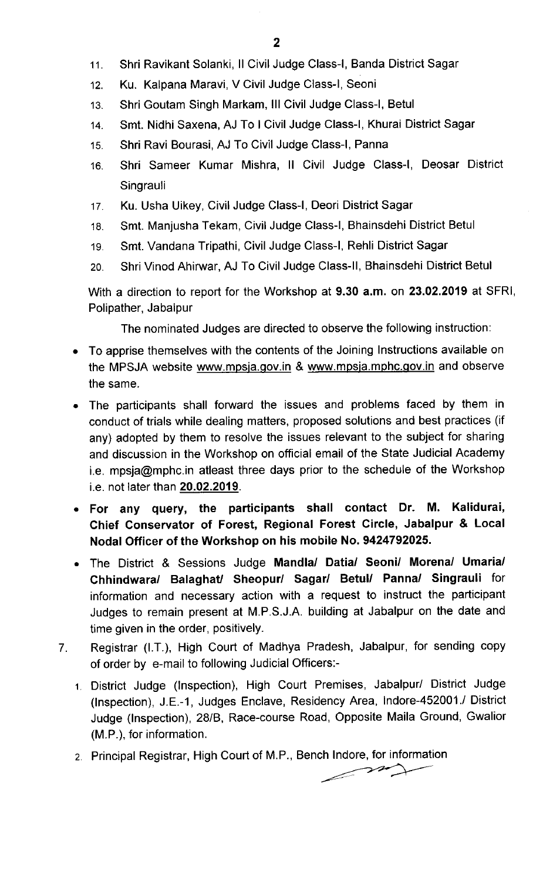11. Shri Ravikant Solanki, II Civil Judge Class-I, Banda District Sagar
12. Ku. Kalpana Maravi, V Civil Judge Class-I, Seoni
13. Shri Goutam Singh Markam, III Civil Judge Class-I, Betul
14. Smt. Nidhi Saxena, AJ To I Civil Judge Class-I, Khurai District Sagar
15. Shri Ravi Bourasi, AJ To Civil Judge Class-I, Panna
16. Shri Sameer Kumar Mishra, II Civil Judge Class-I, Deosar District Singrauli
17. Ku. Usha Uikey, Civil Judge Class-I, Deori District Sagar
18. Smt. Manjusha Tekam, Civil Judge Class-I, Bhainsdehi District Betul
19. Smt. Vandana Tripathi, Civil Judge Class-I, Rehli District Sagar
20. Shri Vinod Ahirwar, AJ To Civil Judge Class-II, Bhainsdehi District Betul

With a direction to report for the Workshop at **9.30 a.m.** on **23.02.2019** at SFRI, Polipather, Jabalpur

The nominated Judges are directed to observe the following instruction:

- To apprise themselves with the contents of the Joining Instructions available on the MPSJA website www.mpsja.gov.in & www.mpsja.mphc.gov.in and observe the same.
- The participants shall forward the issues and problems faced by them in conduct of trials while dealing matters, proposed solutions and best practices (if any) adopted by them to resolve the issues relevant to the subject for sharing and discussion in the Workshop on official email of the State Judicial Academy i.e. mpsja@mphc.in atleast three days prior to the schedule of the Workshop i.e. not later than **20.02.2019**.
- **For any query, the participants shall contact Dr. M. Kalidurai, Chief Conservator of Forest, Regional Forest Circle, Jabalpur & Local Nodal Officer of the Workshop on his mobile No. 9424792025.**
- The District & Sessions Judge **Mandla/ Datia/ Seoni/ Morena/ Umaria/ Chhindwara/ Balaghat/ Sheopur/ Sagar/ Betul/ Panna/ Singrauli** for information and necessary action with a request to instruct the participant Judges to remain present at M.P.S.J.A. building at Jabalpur on the date and time given in the order, positively.

7. Registrar (I.T.), High Court of Madhya Pradesh, Jabalpur, for sending copy of order by e-mail to following Judicial Officers:-
   1. District Judge (Inspection), High Court Premises, Jabalpur/ District Judge (Inspection), J.E.-1, Judges Enclave, Residency Area, Indore-452001./ District Judge (Inspection), 28/B, Race-course Road, Opposite Maila Ground, Gwalior (M.P.), for information.
   2. Principal Registrar, High Court of M.P., Bench Indore, for information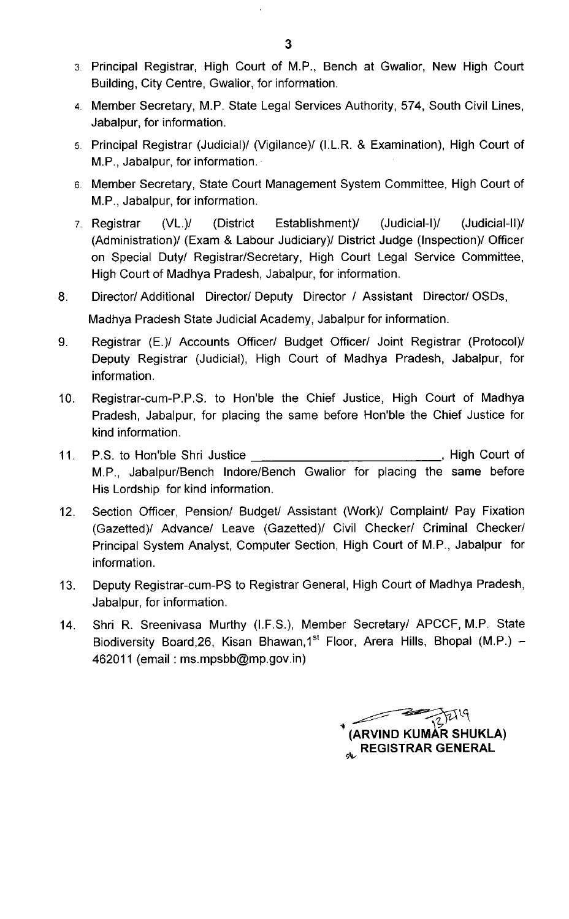3. Principal Registrar, High Court of M.P., Bench at Gwalior, New High Court Building, City Centre, Gwalior, for information.

4. Member Secretary, M.P. State Legal Services Authority, 574, South Civil Lines, Jabalpur, for information.

5. Principal Registrar (Judicial)/ (Vigilance)/ (I.L.R. & Examination), High Court of M.P., Jabalpur, for information.

6. Member Secretary, State Court Management System Committee, High Court of M.P., Jabalpur, for information.

7. Registrar (VL.)/ (District Establishment)/ (Judicial-I)/ (Judicial-II)/ (Administration)/ (Exam & Labour Judiciary)/ District Judge (Inspection)/ Officer on Special Duty/ Registrar/Secretary, High Court Legal Service Committee, High Court of Madhya Pradesh, Jabalpur, for information.

8. Director/ Additional Director/ Deputy Director / Assistant Director/ OSDs, Madhya Pradesh State Judicial Academy, Jabalpur for information.

9. Registrar (E.)/ Accounts Officer/ Budget Officer/ Joint Registrar (Protocol)/ Deputy Registrar (Judicial), High Court of Madhya Pradesh, Jabalpur, for information.

10. Registrar-cum-P.P.S. to Hon'ble the Chief Justice, High Court of Madhya Pradesh, Jabalpur, for placing the same before Hon'ble the Chief Justice for kind information.

11. P.S. to Hon'ble Shri Justice ____________________, High Court of M.P., Jabalpur/Bench Indore/Bench Gwalior for placing the same before His Lordship for kind information.

12. Section Officer, Pension/ Budget/ Assistant (Work)/ Complaint/ Pay Fixation (Gazetted)/ Advance/ Leave (Gazetted)/ Civil Checker/ Criminal Checker/ Principal System Analyst, Computer Section, High Court of M.P., Jabalpur for information.

13. Deputy Registrar-cum-PS to Registrar General, High Court of Madhya Pradesh, Jabalpur, for information.

14. Shri R. Sreenivasa Murthy (I.F.S.), Member Secretary/ APCCF, M.P. State Biodiversity Board,26, Kisan Bhawan,1st Floor, Arera Hills, Bhopal (M.P.) – 462011 (email : ms.mpsbb@mp.gov.in)

12/2/19

**(ARVIND KUMAR SHUKLA)**
**REGISTRAR GENERAL**